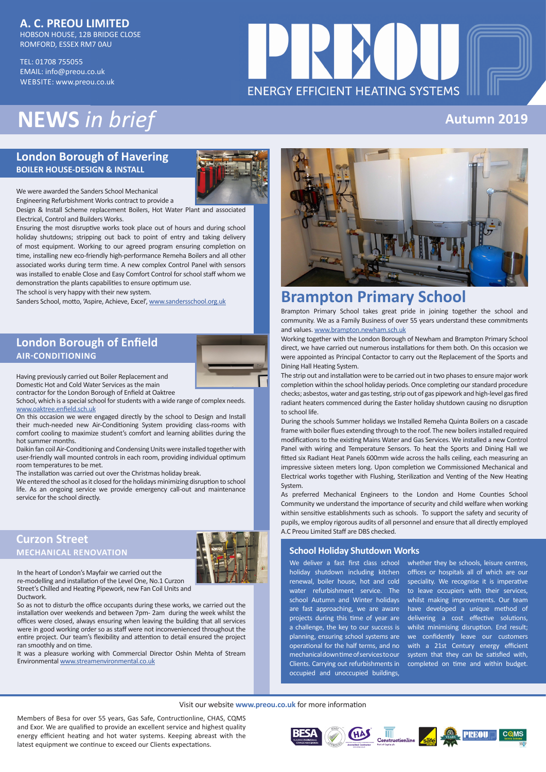**A. C. PREOU LIMITED**
HOBSON HOUSE, 12B BRIDGE CLOSE
ROMFORD, ESSEX RM7 0AU

TEL: 01708 755055
EMAIL: info@preou.co.uk
WEBSITE: www.preou.co.uk

PREOU
ENERGY EFFICIENT HEATING SYSTEMS

# NEWS *in brief*

**Autumn 2019**

## London Borough of Havering
### BOILER HOUSE-DESIGN & INSTALL

We were awarded the Sanders School Mechanical Engineering Refurbishment Works contract to provide a Design & Install Scheme replacement Boilers, Hot Water Plant and associated Electrical, Control and Builders Works.

Ensuring the most disruptive works took place out of hours and during school holiday shutdowns; stripping out back to point of entry and taking delivery of most equipment. Working to our agreed program ensuring completion on time, installing new eco-friendly high-performance Remeha Boilers and all other associated works during term time. A new complex Control Panel with sensors was installed to enable Close and Easy Comfort Control for school staff whom we demonstration the plants capabilities to ensure optimum use.

The school is very happy with their new system.

Sanders School, motto, 'Aspire, Achieve, Excel', www.sandersschool.org.uk

## London Borough of Enfield
### AIR-CONDITIONING

Having previously carried out Boiler Replacement and Domestic Hot and Cold Water Services as the main contractor for the London Borough of Enfield at Oaktree School, which is a special school for students with a wide range of complex needs. www.oaktree.enfield.sch.uk

On this occasion we were engaged directly by the school to Design and Install their much-needed new Air-Conditioning System providing class-rooms with comfort cooling to maximize student's comfort and learning abilities during the hot summer months.

Daikin fan coil Air-Conditioning and Condensing Units were installed together with user-friendly wall mounted controls in each room, providing individual optimum room temperatures to be met.

The installation was carried out over the Christmas holiday break.

We entered the school as it closed for the holidays minimizing disruption to school life. As an ongoing service we provide emergency call-out and maintenance service for the school directly.

## Curzon Street
### MECHANICAL RENOVATION

In the heart of London's Mayfair we carried out the re-modelling and installation of the Level One, No.1 Curzon Street's Chilled and Heating Pipework, new Fan Coil Units and Ductwork.

So as not to disturb the office occupants during these works, we carried out the installation over weekends and between 7pm- 2am during the week whilst the offices were closed, always ensuring when leaving the building that all services were in good working order so as staff were not inconvenienced throughout the entire project. Our team's flexibility and attention to detail ensured the project ran smoothly and on time.

It was a pleasure working with Commercial Director Oshin Mehta of Stream Environmental www.streamenvironmental.co.uk

## Brampton Primary School

Brampton Primary School takes great pride in joining together the school and community. We as a Family Business of over 55 years understand these commitments and values. www.brampton.newham.sch.uk

Working together with the London Borough of Newham and Brampton Primary School direct, we have carried out numerous installations for them both. On this occasion we were appointed as Principal Contactor to carry out the Replacement of the Sports and Dining Hall Heating System.

The strip out and installation were to be carried out in two phases to ensure major work completion within the school holiday periods. Once completing our standard procedure checks; asbestos, water and gas testing, strip out of gas pipework and high-level gas fired radiant heaters commenced during the Easter holiday shutdown causing no disruption to school life.

During the schools Summer holidays we Installed Remeha Quinta Boilers on a cascade frame with boiler flues extending through to the roof. The new boilers installed required modifications to the existing Mains Water and Gas Services. We installed a new Control Panel with Wiring and Temperature Sensors. To heat the Sports and Dining Hall we fitted six Radiant Heat Panels 600mm wide across the halls ceiling, each measuring an impressive sixteen meters long. Upon completion we Commissioned Mechanical and Electrical works together with Flushing, Sterilization and Venting of the New Heating System.

As preferred Mechanical Engineers to the London and Home Counties School Community we understand the importance of security and child welfare when working within sensitive establishments such as schools. To support the safety and security of pupils, we employ rigorous audits of all personnel and ensure that all directly employed A.C Preou Limited Staff are DBS checked.

### School Holiday Shutdown Works

We deliver a fast first class school holiday shutdown including kitchen renewal, boiler house, hot and cold water refurbishment service. The school Autumn and Winter holidays are fast approaching, we are aware projects during this time of year are a challenge, the key to our success is planning, ensuring school systems are operational for the half terms, and no mechanical down time of services to our Clients. Carrying out refurbishments in occupied and unoccupied buildings, whether they be schools, leisure centres, offices or hospitals all of which are our speciality. We recognise it is imperative to leave occupiers with their services, whilst making improvements. Our team have developed a unique method of delivering a cost effective solutions, whilst minimising disruption. End result; we confidently leave our customers with a 21st Century energy efficient system that they can be satisfied with, completed on time and within budget.

Visit our website **www.preou.co.uk** for more information

Members of Besa for over 55 years, Gas Safe, Contructionline, CHAS, CQMS and Exor. We are qualified to provide an excellent service and highest quality energy efficient heating and hot water systems. Keeping abreast with the latest equipment we continue to exceed our Clients expectations.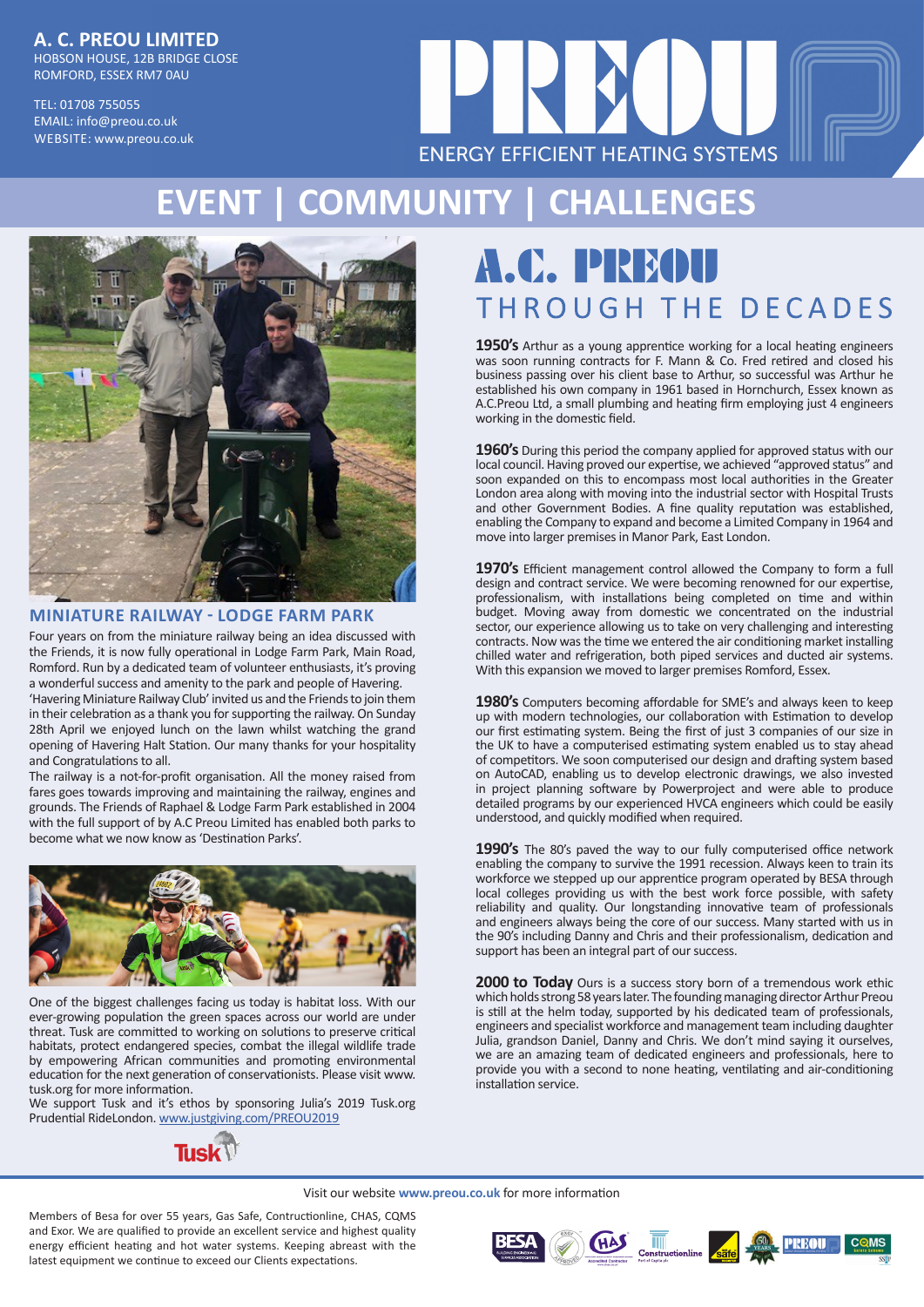**A. C. PREOU LIMITED**
HOBSON HOUSE, 12B BRIDGE CLOSE
ROMFORD, ESSEX RM7 0AU

TEL: 01708 755055
EMAIL: info@preou.co.uk
WEBSITE: www.preou.co.uk

PREOU
ENERGY EFFICIENT HEATING SYSTEMS

# EVENT | COMMUNITY | CHALLENGES

## MINIATURE RAILWAY - LODGE FARM PARK

Four years on from the miniature railway being an idea discussed with the Friends, it is now fully operational in Lodge Farm Park, Main Road, Romford. Run by a dedicated team of volunteer enthusiasts, it's proving a wonderful success and amenity to the park and people of Havering.
'Havering Miniature Railway Club' invited us and the Friends to join them in their celebration as a thank you for supporting the railway. On Sunday 28th April we enjoyed lunch on the lawn whilst watching the grand opening of Havering Halt Station. Our many thanks for your hospitality and Congratulations to all.
The railway is a not-for-profit organisation. All the money raised from fares goes towards improving and maintaining the railway, engines and grounds. The Friends of Raphael & Lodge Farm Park established in 2004 with the full support of by A.C Preou Limited has enabled both parks to become what we now know as 'Destination Parks'.

One of the biggest challenges facing us today is habitat loss. With our ever-growing population the green spaces across our world are under threat. Tusk are committed to working on solutions to preserve critical habitats, protect endangered species, combat the illegal wildlife trade by empowering African communities and promoting environmental education for the next generation of conservationists. Please visit www.tusk.org for more information.
We support Tusk and it's ethos by sponsoring Julia's 2019 Tusk.org Prudential RideLondon. www.justgiving.com/PREOU2019

Tusk

# A.C. PREOU
## THROUGH THE DECADES

**1950's** Arthur as a young apprentice working for a local heating engineers was soon running contracts for F. Mann & Co. Fred retired and closed his business passing over his client base to Arthur, so successful was Arthur he established his own company in 1961 based in Hornchurch, Essex known as A.C.Preou Ltd, a small plumbing and heating firm employing just 4 engineers working in the domestic field.

**1960's** During this period the company applied for approved status with our local council. Having proved our expertise, we achieved "approved status" and soon expanded on this to encompass most local authorities in the Greater London area along with moving into the industrial sector with Hospital Trusts and other Government Bodies. A fine quality reputation was established, enabling the Company to expand and become a Limited Company in 1964 and move into larger premises in Manor Park, East London.

**1970's** Efficient management control allowed the Company to form a full design and contract service. We were becoming renowned for our expertise, professionalism, with installations being completed on time and within budget. Moving away from domestic we concentrated on the industrial sector, our experience allowing us to take on very challenging and interesting contracts. Now was the time we entered the air conditioning market installing chilled water and refrigeration, both piped services and ducted air systems. With this expansion we moved to larger premises Romford, Essex.

**1980's** Computers becoming affordable for SME's and always keen to keep up with modern technologies, our collaboration with Estimation to develop our first estimating system. Being the first of just 3 companies of our size in the UK to have a computerised estimating system enabled us to stay ahead of competitors. We soon computerised our design and drafting system based on AutoCAD, enabling us to develop electronic drawings, we also invested in project planning software by Powerproject and were able to produce detailed programs by our experienced HVCA engineers which could be easily understood, and quickly modified when required.

**1990's** The 80's paved the way to our fully computerised office network enabling the company to survive the 1991 recession. Always keen to train its workforce we stepped up our apprentice program operated by BESA through local colleges providing us with the best work force possible, with safety reliability and quality. Our longstanding innovative team of professionals and engineers always being the core of our success. Many started with us in the 90's including Danny and Chris and their professionalism, dedication and support has been an integral part of our success.

**2000 to Today** Ours is a success story born of a tremendous work ethic which holds strong 58 years later. The founding managing director Arthur Preou is still at the helm today, supported by his dedicated team of professionals, engineers and specialist workforce and management team including daughter Julia, grandson Daniel, Danny and Chris. We don't mind saying it ourselves, we are an amazing team of dedicated engineers and professionals, here to provide you with a second to none heating, ventilating and air-conditioning installation service.

Visit our website **www.preou.co.uk** for more information

Members of Besa for over 55 years, Gas Safe, Contructionline, CHAS, CQMS and Exor. We are qualified to provide an excellent service and highest quality energy efficient heating and hot water systems. Keeping abreast with the latest equipment we continue to exceed our Clients expectations.